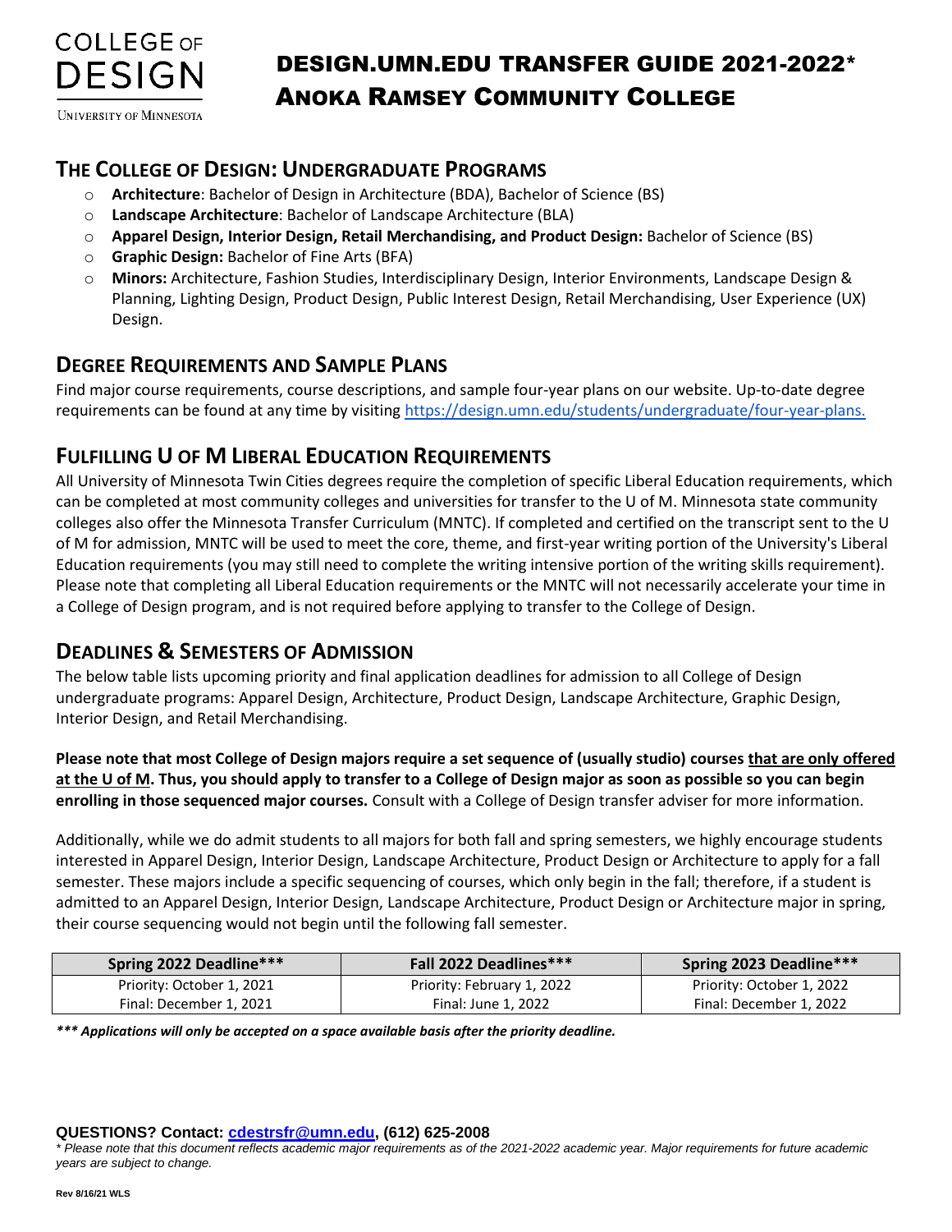COLLEGE OF DESIGN

UNIVERSITY OF MINNESOTA

# DESIGN.UMN.EDU TRANSFER GUIDE 2021-2022*
# ANOKA RAMSEY COMMUNITY COLLEGE

## THE COLLEGE OF DESIGN: UNDERGRADUATE PROGRAMS

- **Architecture**: Bachelor of Design in Architecture (BDA), Bachelor of Science (BS)
- **Landscape Architecture**: Bachelor of Landscape Architecture (BLA)
- **Apparel Design, Interior Design, Retail Merchandising, and Product Design:** Bachelor of Science (BS)
- **Graphic Design:** Bachelor of Fine Arts (BFA)
- **Minors:** Architecture, Fashion Studies, Interdisciplinary Design, Interior Environments, Landscape Design & Planning, Lighting Design, Product Design, Public Interest Design, Retail Merchandising, User Experience (UX) Design.

## DEGREE REQUIREMENTS AND SAMPLE PLANS

Find major course requirements, course descriptions, and sample four-year plans on our website. Up-to-date degree requirements can be found at any time by visiting https://design.umn.edu/students/undergraduate/four-year-plans.

## FULFILLING U OF M LIBERAL EDUCATION REQUIREMENTS

All University of Minnesota Twin Cities degrees require the completion of specific Liberal Education requirements, which can be completed at most community colleges and universities for transfer to the U of M. Minnesota state community colleges also offer the Minnesota Transfer Curriculum (MNTC). If completed and certified on the transcript sent to the U of M for admission, MNTC will be used to meet the core, theme, and first-year writing portion of the University's Liberal Education requirements (you may still need to complete the writing intensive portion of the writing skills requirement). Please note that completing all Liberal Education requirements or the MNTC will not necessarily accelerate your time in a College of Design program, and is not required before applying to transfer to the College of Design.

## DEADLINES & SEMESTERS OF ADMISSION

The below table lists upcoming priority and final application deadlines for admission to all College of Design undergraduate programs: Apparel Design, Architecture, Product Design, Landscape Architecture, Graphic Design, Interior Design, and Retail Merchandising.

**Please note that most College of Design majors require a set sequence of (usually studio) courses that are only offered at the U of M. Thus, you should apply to transfer to a College of Design major as soon as possible so you can begin enrolling in those sequenced major courses.** Consult with a College of Design transfer adviser for more information.

Additionally, while we do admit students to all majors for both fall and spring semesters, we highly encourage students interested in Apparel Design, Interior Design, Landscape Architecture, Product Design or Architecture to apply for a fall semester. These majors include a specific sequencing of courses, which only begin in the fall; therefore, if a student is admitted to an Apparel Design, Interior Design, Landscape Architecture, Product Design or Architecture major in spring, their course sequencing would not begin until the following fall semester.

| Spring 2022 Deadline*** | Fall 2022 Deadlines*** | Spring 2023 Deadline*** |
|---|---|---|
| Priority: October 1, 2021<br>Final: December 1, 2021 | Priority: February 1, 2022<br>Final: June 1, 2022 | Priority: October 1, 2022<br>Final: December 1, 2022 |

***\*\*\* Applications will only be accepted on a space available basis after the priority deadline.***

**QUESTIONS? Contact: cdestrsfr@umn.edu, (612) 625-2008**

*\* Please note that this document reflects academic major requirements as of the 2021-2022 academic year. Major requirements for future academic years are subject to change.*

Rev 8/16/21 WLS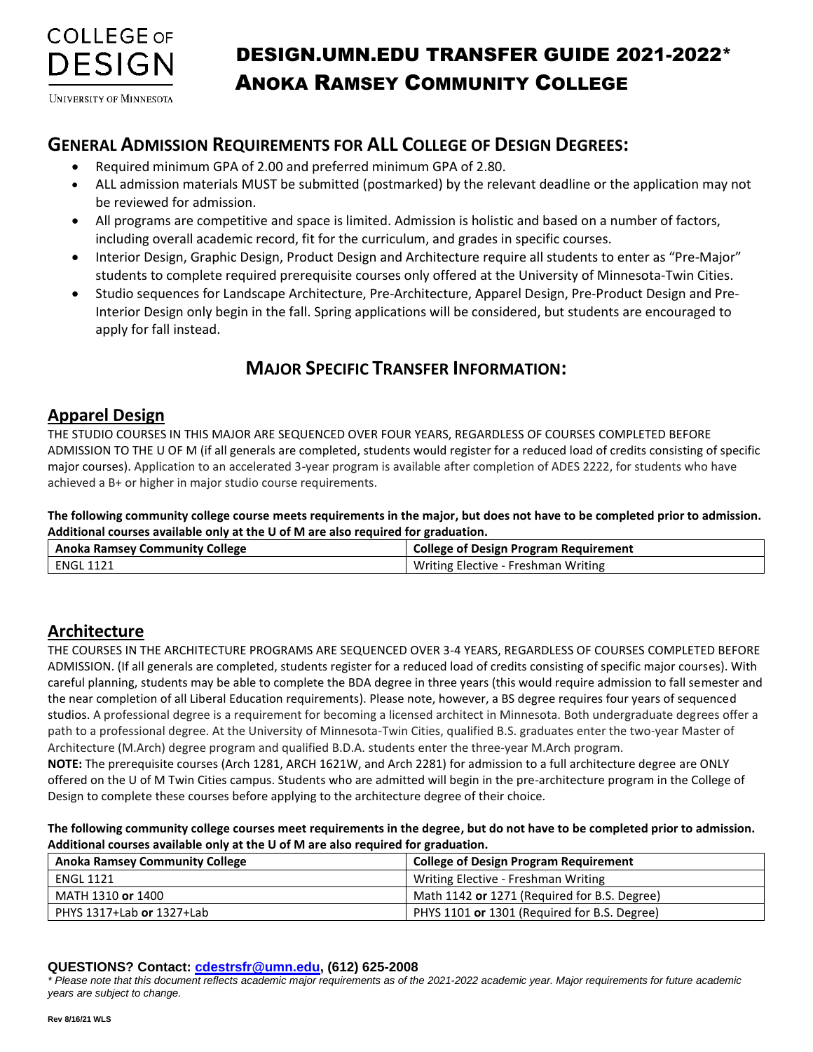# DESIGN.UMN.EDU TRANSFER GUIDE 2021-2022*

# ANOKA RAMSEY COMMUNITY COLLEGE

## GENERAL ADMISSION REQUIREMENTS FOR ALL COLLEGE OF DESIGN DEGREES:

- Required minimum GPA of 2.00 and preferred minimum GPA of 2.80.
- ALL admission materials MUST be submitted (postmarked) by the relevant deadline or the application may not be reviewed for admission.
- All programs are competitive and space is limited. Admission is holistic and based on a number of factors, including overall academic record, fit for the curriculum, and grades in specific courses.
- Interior Design, Graphic Design, Product Design and Architecture require all students to enter as "Pre-Major" students to complete required prerequisite courses only offered at the University of Minnesota-Twin Cities.
- Studio sequences for Landscape Architecture, Pre-Architecture, Apparel Design, Pre-Product Design and Pre-Interior Design only begin in the fall. Spring applications will be considered, but students are encouraged to apply for fall instead.

## MAJOR SPECIFIC TRANSFER INFORMATION:

### Apparel Design

THE STUDIO COURSES IN THIS MAJOR ARE SEQUENCED OVER FOUR YEARS, REGARDLESS OF COURSES COMPLETED BEFORE ADMISSION TO THE U OF M (if all generals are completed, students would register for a reduced load of credits consisting of specific major courses). Application to an accelerated 3-year program is available after completion of ADES 2222, for students who have achieved a B+ or higher in major studio course requirements.

**The following community college course meets requirements in the major, but does not have to be completed prior to admission. Additional courses available only at the U of M are also required for graduation.**

| Anoka Ramsey Community College | College of Design Program Requirement |
|---|---|
| ENGL 1121 | Writing Elective - Freshman Writing |

### Architecture

THE COURSES IN THE ARCHITECTURE PROGRAMS ARE SEQUENCED OVER 3-4 YEARS, REGARDLESS OF COURSES COMPLETED BEFORE ADMISSION. (If all generals are completed, students register for a reduced load of credits consisting of specific major courses). With careful planning, students may be able to complete the BDA degree in three years (this would require admission to fall semester and the near completion of all Liberal Education requirements). Please note, however, a BS degree requires four years of sequenced studios. A professional degree is a requirement for becoming a licensed architect in Minnesota. Both undergraduate degrees offer a path to a professional degree. At the University of Minnesota-Twin Cities, qualified B.S. graduates enter the two-year Master of Architecture (M.Arch) degree program and qualified B.D.A. students enter the three-year M.Arch program.

**NOTE:** The prerequisite courses (Arch 1281, ARCH 1621W, and Arch 2281) for admission to a full architecture degree are ONLY offered on the U of M Twin Cities campus. Students who are admitted will begin in the pre-architecture program in the College of Design to complete these courses before applying to the architecture degree of their choice.

**The following community college courses meet requirements in the degree, but do not have to be completed prior to admission. Additional courses available only at the U of M are also required for graduation.**

| Anoka Ramsey Community College | College of Design Program Requirement |
|---|---|
| ENGL 1121 | Writing Elective - Freshman Writing |
| MATH 1310 **or** 1400 | Math 1142 **or** 1271 (Required for B.S. Degree) |
| PHYS 1317+Lab **or** 1327+Lab | PHYS 1101 **or** 1301 (Required for B.S. Degree) |

**QUESTIONS? Contact: cdestrsfr@umn.edu, (612) 625-2008**

*\* Please note that this document reflects academic major requirements as of the 2021-2022 academic year. Major requirements for future academic years are subject to change.*

Rev 8/16/21 WLS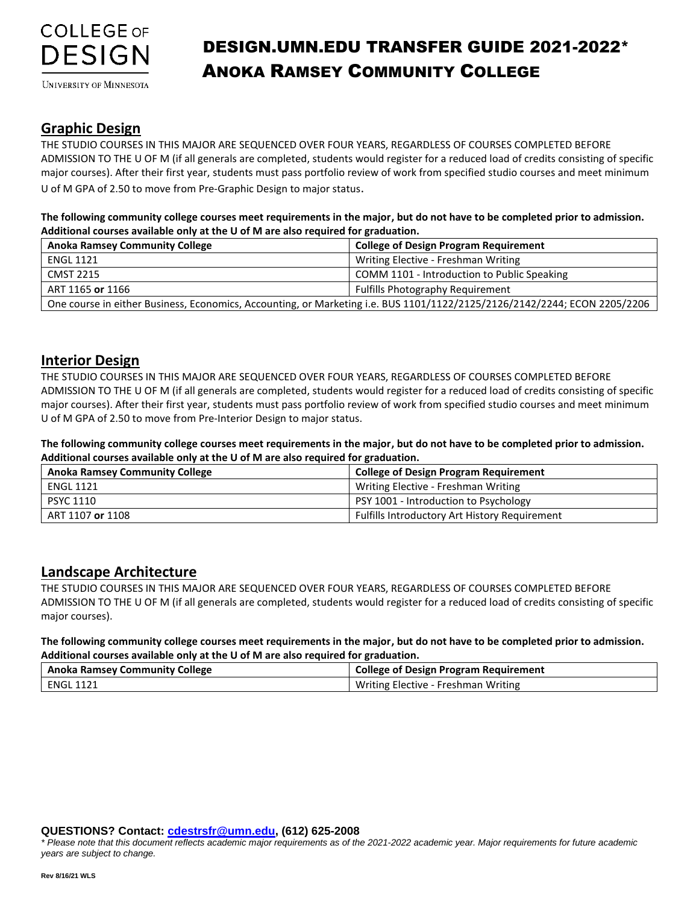COLLEGE OF DESIGN
UNIVERSITY OF MINNESOTA

# DESIGN.UMN.EDU TRANSFER GUIDE 2021-2022* ANOKA RAMSEY COMMUNITY COLLEGE

## Graphic Design

THE STUDIO COURSES IN THIS MAJOR ARE SEQUENCED OVER FOUR YEARS, REGARDLESS OF COURSES COMPLETED BEFORE ADMISSION TO THE U OF M (if all generals are completed, students would register for a reduced load of credits consisting of specific major courses). After their first year, students must pass portfolio review of work from specified studio courses and meet minimum U of M GPA of 2.50 to move from Pre-Graphic Design to major status.

**The following community college courses meet requirements in the major, but do not have to be completed prior to admission. Additional courses available only at the U of M are also required for graduation.**

| Anoka Ramsey Community College | College of Design Program Requirement |
| --- | --- |
| ENGL 1121 | Writing Elective - Freshman Writing |
| CMST 2215 | COMM 1101 - Introduction to Public Speaking |
| ART 1165 **or** 1166 | Fulfills Photography Requirement |
| One course in either Business, Economics, Accounting, or Marketing i.e. BUS 1101/1122/2125/2126/2142/2244; ECON 2205/2206 | |

## Interior Design

THE STUDIO COURSES IN THIS MAJOR ARE SEQUENCED OVER FOUR YEARS, REGARDLESS OF COURSES COMPLETED BEFORE ADMISSION TO THE U OF M (if all generals are completed, students would register for a reduced load of credits consisting of specific major courses). After their first year, students must pass portfolio review of work from specified studio courses and meet minimum U of M GPA of 2.50 to move from Pre-Interior Design to major status.

**The following community college courses meet requirements in the major, but do not have to be completed prior to admission. Additional courses available only at the U of M are also required for graduation.**

| Anoka Ramsey Community College | College of Design Program Requirement |
| --- | --- |
| ENGL 1121 | Writing Elective - Freshman Writing |
| PSYC 1110 | PSY 1001 - Introduction to Psychology |
| ART 1107 **or** 1108 | Fulfills Introductory Art History Requirement |

## Landscape Architecture

THE STUDIO COURSES IN THIS MAJOR ARE SEQUENCED OVER FOUR YEARS, REGARDLESS OF COURSES COMPLETED BEFORE ADMISSION TO THE U OF M (if all generals are completed, students would register for a reduced load of credits consisting of specific major courses).

**The following community college courses meet requirements in the major, but do not have to be completed prior to admission. Additional courses available only at the U of M are also required for graduation.**

| Anoka Ramsey Community College | College of Design Program Requirement |
| --- | --- |
| ENGL 1121 | Writing Elective - Freshman Writing |

**QUESTIONS? Contact: cdestrsfr@umn.edu, (612) 625-2008**

*\* Please note that this document reflects academic major requirements as of the 2021-2022 academic year. Major requirements for future academic years are subject to change.*

**Rev 8/16/21 WLS**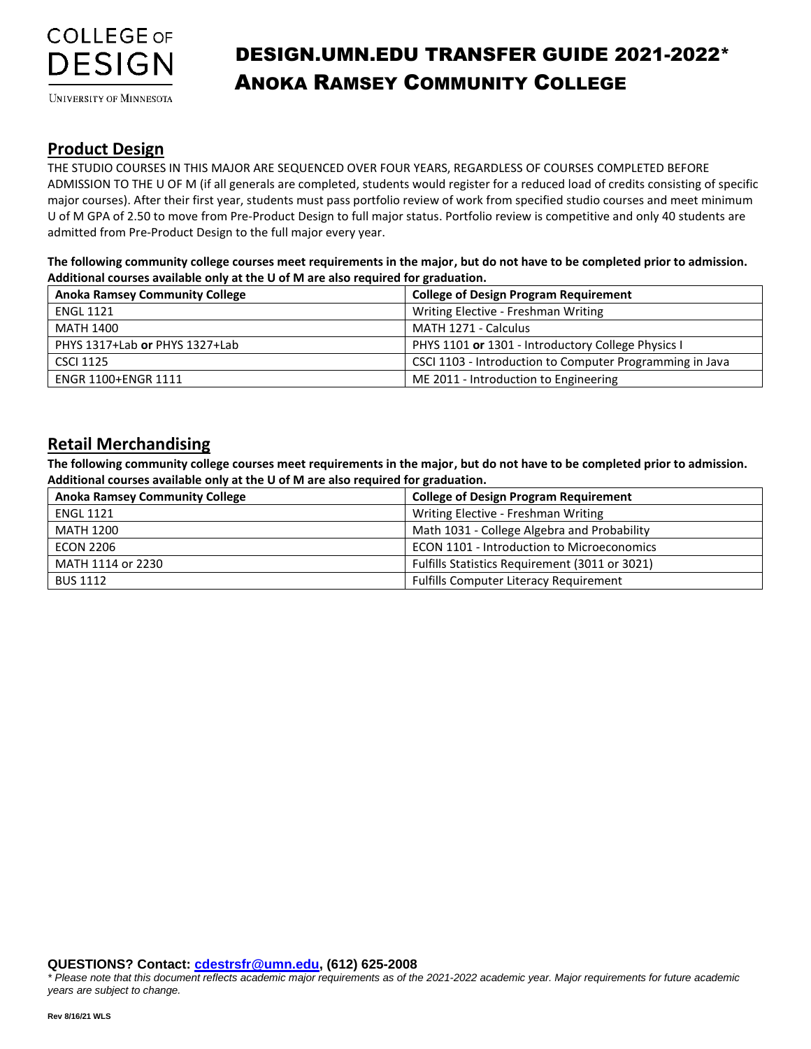COLLEGE OF DESIGN

UNIVERSITY OF MINNESOTA

# DESIGN.UMN.EDU TRANSFER GUIDE 2021-2022*
# ANOKA RAMSEY COMMUNITY COLLEGE

## Product Design

THE STUDIO COURSES IN THIS MAJOR ARE SEQUENCED OVER FOUR YEARS, REGARDLESS OF COURSES COMPLETED BEFORE ADMISSION TO THE U OF M (if all generals are completed, students would register for a reduced load of credits consisting of specific major courses). After their first year, students must pass portfolio review of work from specified studio courses and meet minimum U of M GPA of 2.50 to move from Pre-Product Design to full major status. Portfolio review is competitive and only 40 students are admitted from Pre-Product Design to the full major every year.

**The following community college courses meet requirements in the major, but do not have to be completed prior to admission. Additional courses available only at the U of M are also required for graduation.**

| Anoka Ramsey Community College | College of Design Program Requirement |
|---|---|
| ENGL 1121 | Writing Elective - Freshman Writing |
| MATH 1400 | MATH 1271 - Calculus |
| PHYS 1317+Lab **or** PHYS 1327+Lab | PHYS 1101 **or** 1301 - Introductory College Physics I |
| CSCI 1125 | CSCI 1103 - Introduction to Computer Programming in Java |
| ENGR 1100+ENGR 1111 | ME 2011 - Introduction to Engineering |

## Retail Merchandising

**The following community college courses meet requirements in the major, but do not have to be completed prior to admission. Additional courses available only at the U of M are also required for graduation.**

| Anoka Ramsey Community College | College of Design Program Requirement |
|---|---|
| ENGL 1121 | Writing Elective - Freshman Writing |
| MATH 1200 | Math 1031 - College Algebra and Probability |
| ECON 2206 | ECON 1101 - Introduction to Microeconomics |
| MATH 1114 or 2230 | Fulfills Statistics Requirement (3011 or 3021) |
| BUS 1112 | Fulfills Computer Literacy Requirement |

**QUESTIONS? Contact: cdestrsfr@umn.edu, (612) 625-2008**

*\* Please note that this document reflects academic major requirements as of the 2021-2022 academic year. Major requirements for future academic years are subject to change.*

Rev 8/16/21 WLS